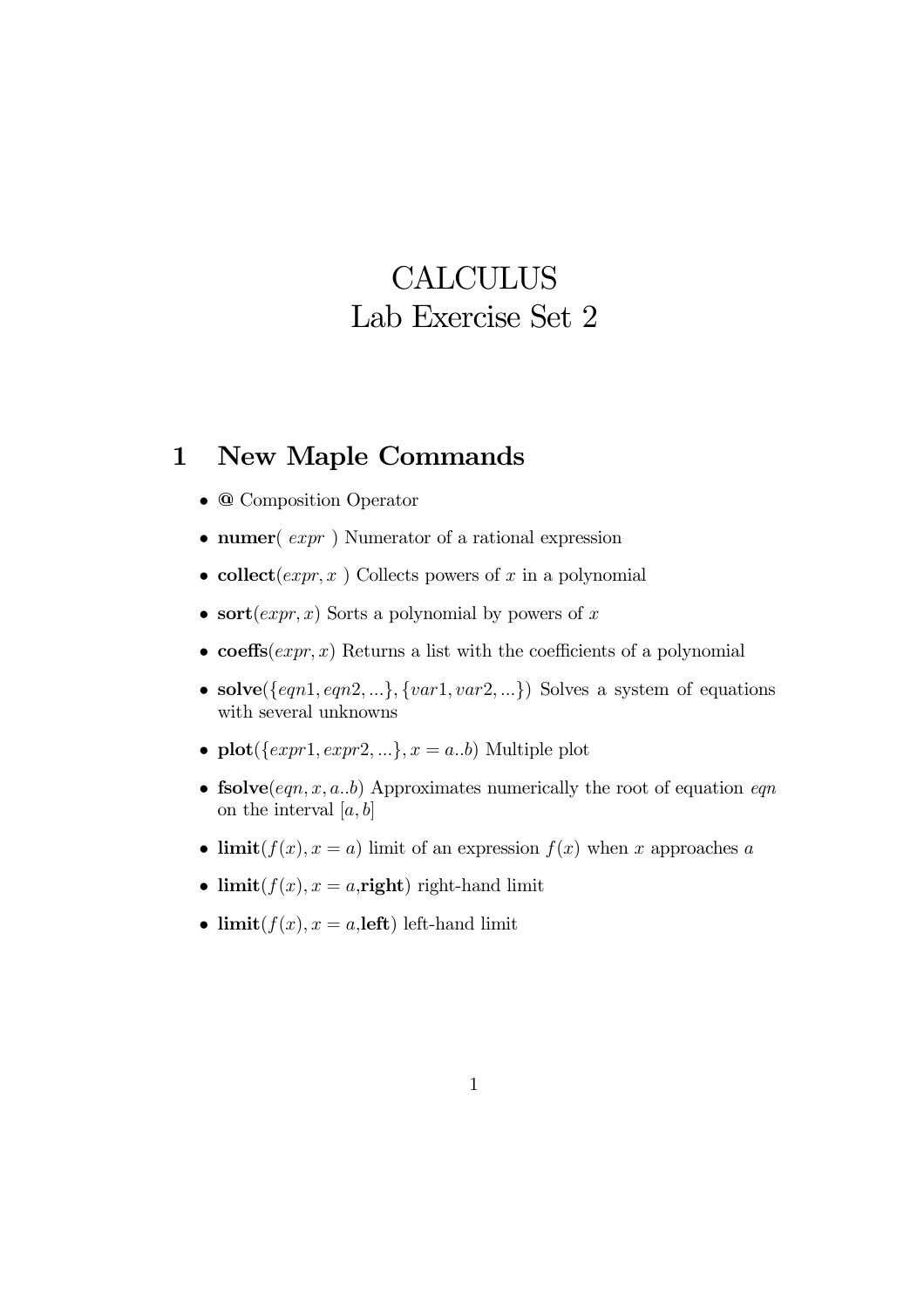# CALCULUS
# Lab Exercise Set 2

## 1 New Maple Commands

- **@** Composition Operator
- **numer**( *expr* ) Numerator of a rational expression
- **collect**($expr, x$ ) Collects powers of $x$ in a polynomial
- **sort**($expr, x$) Sorts a polynomial by powers of $x$
- **coeffs**($expr, x$) Returns a list with the coefficients of a polynomial
- **solve**($\{eqn1, eqn2, ...\}, \{var1, var2, ...\}$) Solves a system of equations with several unknowns
- **plot**($\{expr1, expr2, ...\}, x = a..b$) Multiple plot
- **fsolve**($eqn, x, a..b$) Approximates numerically the root of equation *eqn* on the interval $[a, b]$
- **limit**($f(x), x = a$) limit of an expression $f(x)$ when $x$ approaches $a$
- **limit**($f(x), x = a$,**right**) right-hand limit
- **limit**($f(x), x = a$,**left**) left-hand limit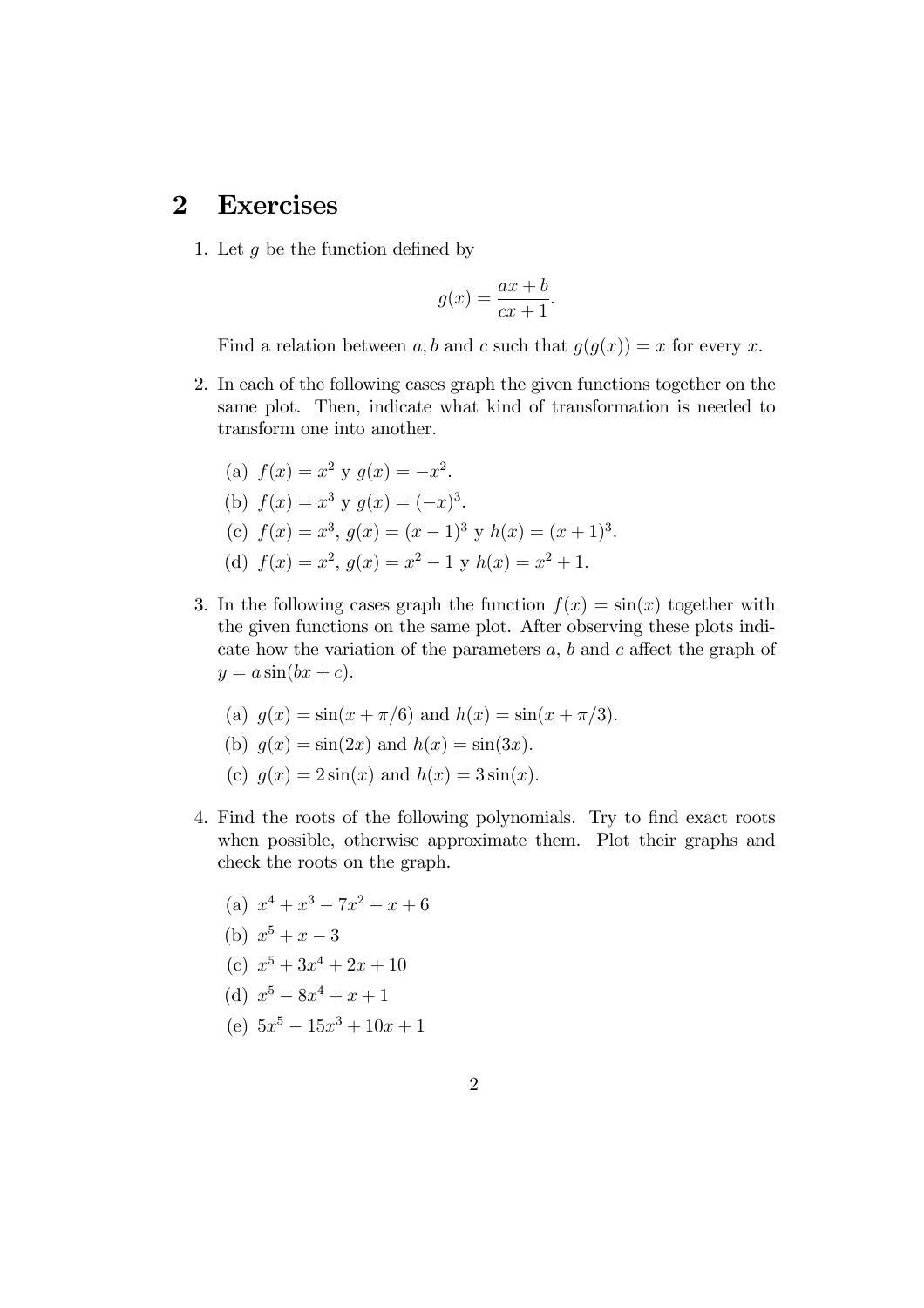## 2 Exercises

1. Let $g$ be the function defined by

$$g(x) = \frac{ax + b}{cx + 1}.$$

   Find a relation between $a, b$ and $c$ such that $g(g(x)) = x$ for every $x$.

2. In each of the following cases graph the given functions together on the same plot. Then, indicate what kind of transformation is needed to transform one into another.

   (a) $f(x) = x^2$ y $g(x) = -x^2$.

   (b) $f(x) = x^3$ y $g(x) = (-x)^3$.

   (c) $f(x) = x^3$, $g(x) = (x-1)^3$ y $h(x) = (x+1)^3$.

   (d) $f(x) = x^2$, $g(x) = x^2 - 1$ y $h(x) = x^2 + 1$.

3. In the following cases graph the function $f(x) = \sin(x)$ together with the given functions on the same plot. After observing these plots indicate how the variation of the parameters $a$, $b$ and $c$ affect the graph of $y = a\sin(bx + c)$.

   (a) $g(x) = \sin(x + \pi/6)$ and $h(x) = \sin(x + \pi/3)$.

   (b) $g(x) = \sin(2x)$ and $h(x) = \sin(3x)$.

   (c) $g(x) = 2\sin(x)$ and $h(x) = 3\sin(x)$.

4. Find the roots of the following polynomials. Try to find exact roots when possible, otherwise approximate them. Plot their graphs and check the roots on the graph.

   (a) $x^4 + x^3 - 7x^2 - x + 6$

   (b) $x^5 + x - 3$

   (c) $x^5 + 3x^4 + 2x + 10$

   (d) $x^5 - 8x^4 + x + 1$

   (e) $5x^5 - 15x^3 + 10x + 1$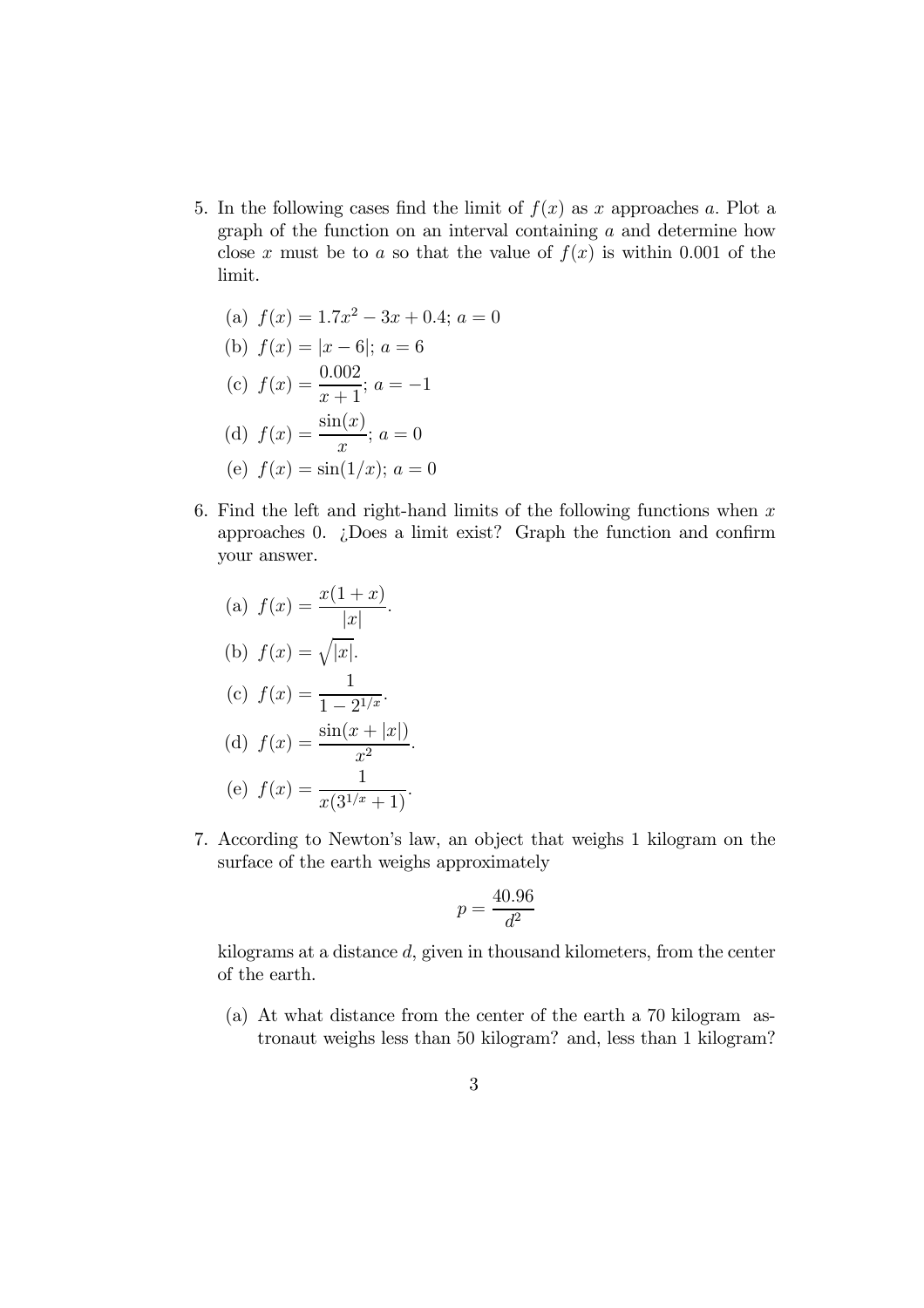5. In the following cases find the limit of $f(x)$ as $x$ approaches $a$. Plot a graph of the function on an interval containing $a$ and determine how close $x$ must be to $a$ so that the value of $f(x)$ is within 0.001 of the limit.

   (a) $f(x) = 1.7x^2 - 3x + 0.4$; $a = 0$

   (b) $f(x) = |x - 6|$; $a = 6$

   (c) $f(x) = \dfrac{0.002}{x+1}$; $a = -1$

   (d) $f(x) = \dfrac{\sin(x)}{x}$; $a = 0$

   (e) $f(x) = \sin(1/x)$; $a = 0$

6. Find the left and right-hand limits of the following functions when $x$ approaches 0. ¿Does a limit exist? Graph the function and confirm your answer.

   (a) $f(x) = \dfrac{x(1+x)}{|x|}$.

   (b) $f(x) = \sqrt{|x|}$.

   (c) $f(x) = \dfrac{1}{1 - 2^{1/x}}$.

   (d) $f(x) = \dfrac{\sin(x + |x|)}{x^2}$.

   (e) $f(x) = \dfrac{1}{x(3^{1/x} + 1)}$.

7. According to Newton's law, an object that weighs 1 kilogram on the surface of the earth weighs approximately

$$p = \frac{40.96}{d^2}$$

   kilograms at a distance $d$, given in thousand kilometers, from the center of the earth.

   (a) At what distance from the center of the earth a 70 kilogram astronaut weighs less than 50 kilogram? and, less than 1 kilogram?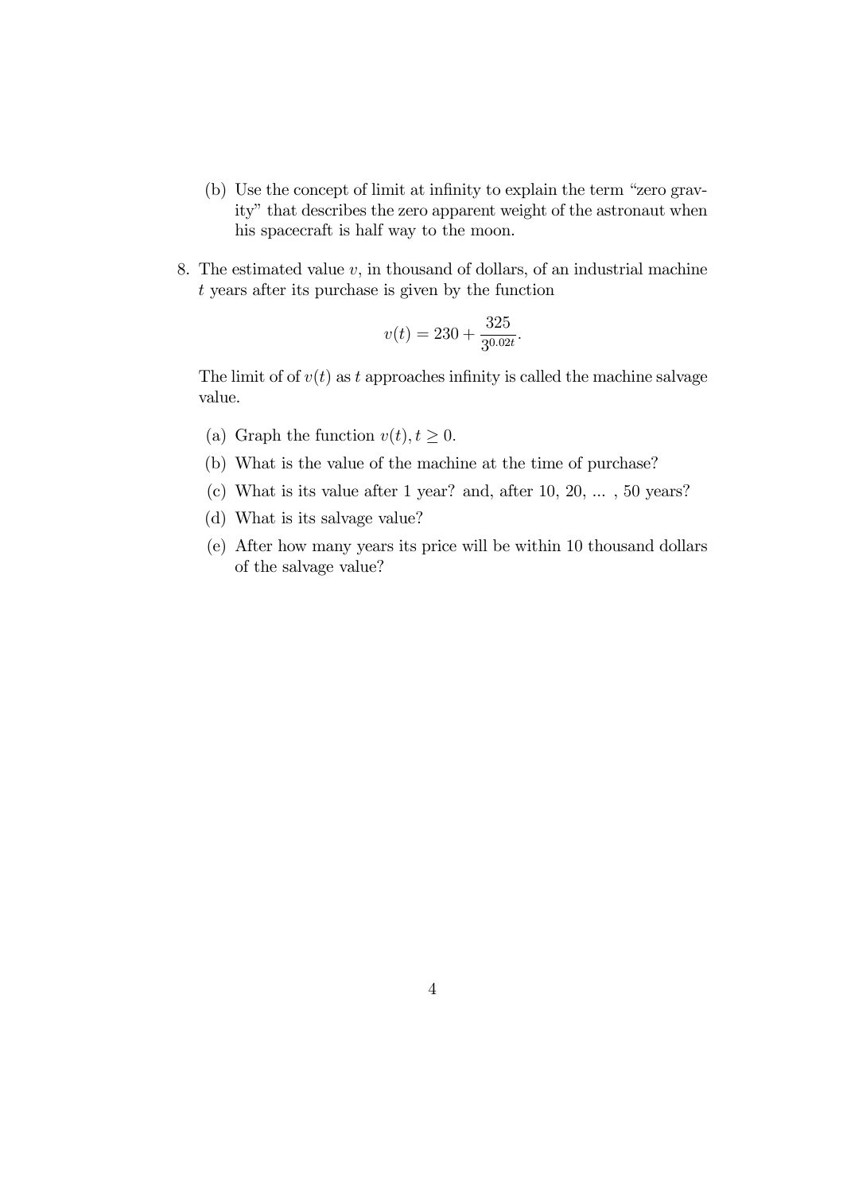(b) Use the concept of limit at infinity to explain the term "zero gravity" that describes the zero apparent weight of the astronaut when his spacecraft is half way to the moon.

8. The estimated value $v$, in thousand of dollars, of an industrial machine $t$ years after its purchase is given by the function

$$v(t) = 230 + \frac{325}{3^{0.02t}}.$$

The limit of of $v(t)$ as $t$ approaches infinity is called the machine salvage value.

(a) Graph the function $v(t), t \geq 0$.

(b) What is the value of the machine at the time of purchase?

(c) What is its value after 1 year? and, after 10, 20, ... , 50 years?

(d) What is its salvage value?

(e) After how many years its price will be within 10 thousand dollars of the salvage value?